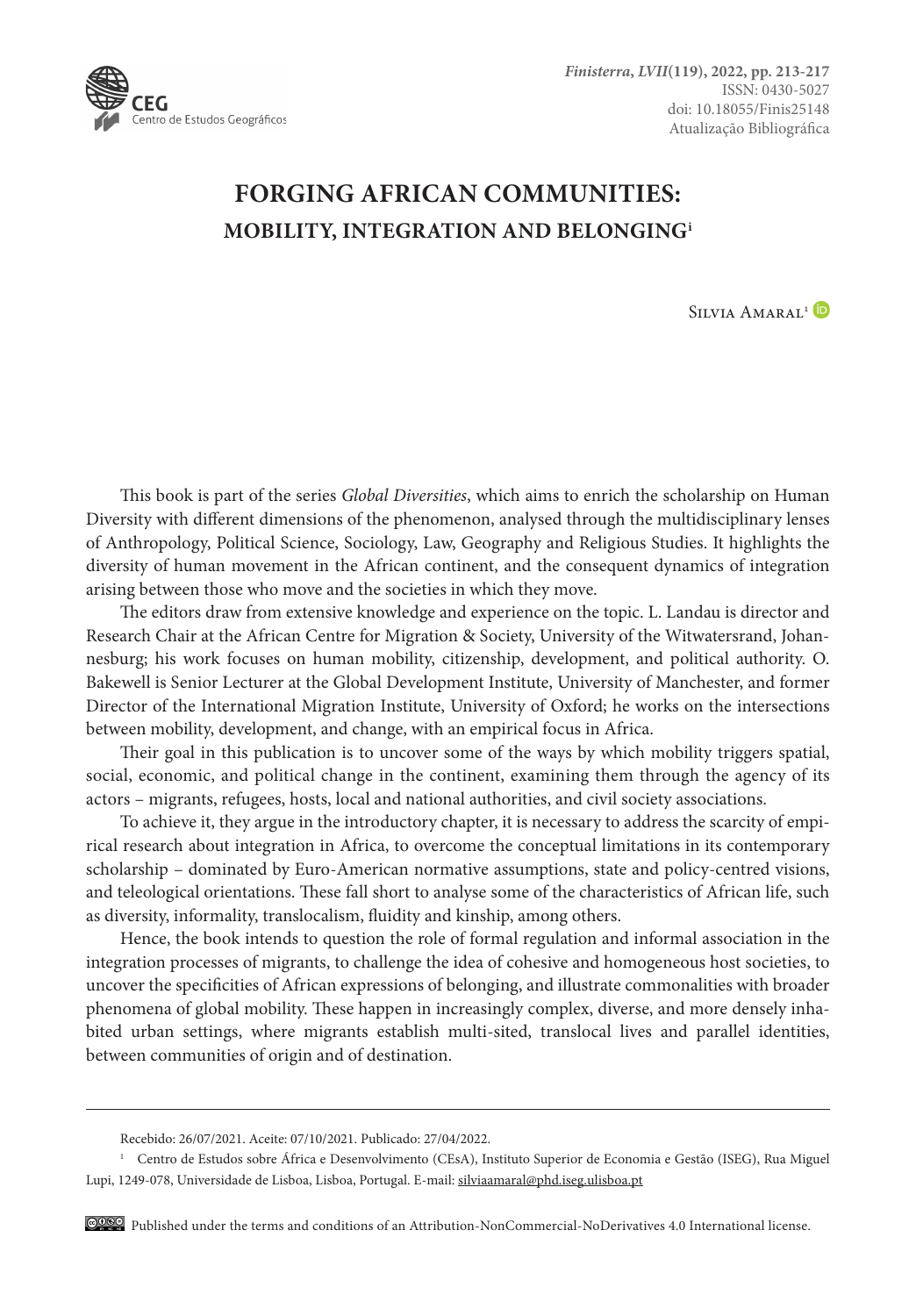# FORGING AFRICAN COMMUNITIES:
## MOBILITY, INTEGRATION AND BELONGING[i]

Silvia Amaral[1]

This book is part of the series *Global Diversities*, which aims to enrich the scholarship on Human Diversity with different dimensions of the phenomenon, analysed through the multidisciplinary lenses of Anthropology, Political Science, Sociology, Law, Geography and Religious Studies. It highlights the diversity of human movement in the African continent, and the consequent dynamics of integration arising between those who move and the societies in which they move.

The editors draw from extensive knowledge and experience on the topic. L. Landau is director and Research Chair at the African Centre for Migration & Society, University of the Witwatersrand, Johannesburg; his work focuses on human mobility, citizenship, development, and political authority. O. Bakewell is Senior Lecturer at the Global Development Institute, University of Manchester, and former Director of the International Migration Institute, University of Oxford; he works on the intersections between mobility, development, and change, with an empirical focus in Africa.

Their goal in this publication is to uncover some of the ways by which mobility triggers spatial, social, economic, and political change in the continent, examining them through the agency of its actors – migrants, refugees, hosts, local and national authorities, and civil society associations.

To achieve it, they argue in the introductory chapter, it is necessary to address the scarcity of empirical research about integration in Africa, to overcome the conceptual limitations in its contemporary scholarship – dominated by Euro-American normative assumptions, state and policy-centred visions, and teleological orientations. These fall short to analyse some of the characteristics of African life, such as diversity, informality, translocalism, fluidity and kinship, among others.

Hence, the book intends to question the role of formal regulation and informal association in the integration processes of migrants, to challenge the idea of cohesive and homogeneous host societies, to uncover the specificities of African expressions of belonging, and illustrate commonalities with broader phenomena of global mobility. These happen in increasingly complex, diverse, and more densely inhabited urban settings, where migrants establish multi-sited, translocal lives and parallel identities, between communities of origin and of destination.

---

Recebido: 26/07/2021. Aceite: 07/10/2021. Publicado: 27/04/2022.

[1] Centro de Estudos sobre África e Desenvolvimento (CEsA), Instituto Superior de Economia e Gestão (ISEG), Rua Miguel Lupi, 1249-078, Universidade de Lisboa, Lisboa, Portugal. E-mail: silviaamaral@phd.iseg.ulisboa.pt

Published under the terms and conditions of an Attribution-NonCommercial-NoDerivatives 4.0 International license.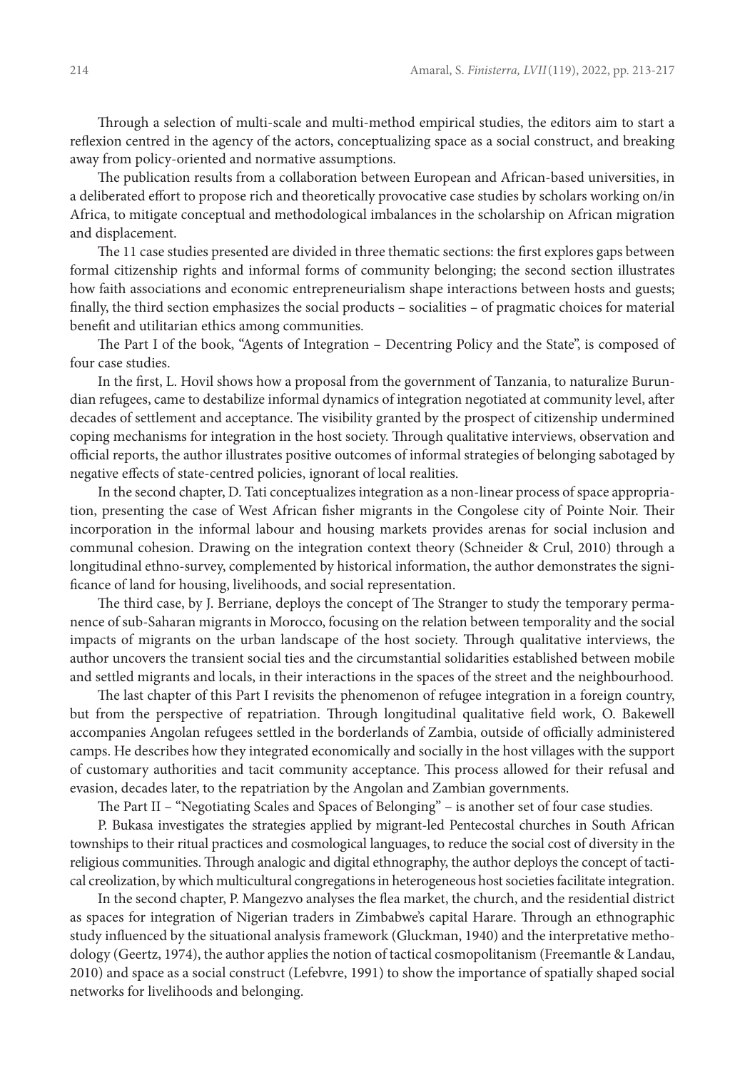Through a selection of multi-scale and multi-method empirical studies, the editors aim to start a reflexion centred in the agency of the actors, conceptualizing space as a social construct, and breaking away from policy-oriented and normative assumptions.

The publication results from a collaboration between European and African-based universities, in a deliberated effort to propose rich and theoretically provocative case studies by scholars working on/in Africa, to mitigate conceptual and methodological imbalances in the scholarship on African migration and displacement.

The 11 case studies presented are divided in three thematic sections: the first explores gaps between formal citizenship rights and informal forms of community belonging; the second section illustrates how faith associations and economic entrepreneurialism shape interactions between hosts and guests; finally, the third section emphasizes the social products – socialities – of pragmatic choices for material benefit and utilitarian ethics among communities.

The Part I of the book, "Agents of Integration – Decentring Policy and the State", is composed of four case studies.

In the first, L. Hovil shows how a proposal from the government of Tanzania, to naturalize Burundian refugees, came to destabilize informal dynamics of integration negotiated at community level, after decades of settlement and acceptance. The visibility granted by the prospect of citizenship undermined coping mechanisms for integration in the host society. Through qualitative interviews, observation and official reports, the author illustrates positive outcomes of informal strategies of belonging sabotaged by negative effects of state-centred policies, ignorant of local realities.

In the second chapter, D. Tati conceptualizes integration as a non-linear process of space appropriation, presenting the case of West African fisher migrants in the Congolese city of Pointe Noir. Their incorporation in the informal labour and housing markets provides arenas for social inclusion and communal cohesion. Drawing on the integration context theory (Schneider & Crul, 2010) through a longitudinal ethno-survey, complemented by historical information, the author demonstrates the significance of land for housing, livelihoods, and social representation.

The third case, by J. Berriane, deploys the concept of The Stranger to study the temporary permanence of sub-Saharan migrants in Morocco, focusing on the relation between temporality and the social impacts of migrants on the urban landscape of the host society. Through qualitative interviews, the author uncovers the transient social ties and the circumstantial solidarities established between mobile and settled migrants and locals, in their interactions in the spaces of the street and the neighbourhood.

The last chapter of this Part I revisits the phenomenon of refugee integration in a foreign country, but from the perspective of repatriation. Through longitudinal qualitative field work, O. Bakewell accompanies Angolan refugees settled in the borderlands of Zambia, outside of officially administered camps. He describes how they integrated economically and socially in the host villages with the support of customary authorities and tacit community acceptance. This process allowed for their refusal and evasion, decades later, to the repatriation by the Angolan and Zambian governments.

The Part II – "Negotiating Scales and Spaces of Belonging" – is another set of four case studies.

P. Bukasa investigates the strategies applied by migrant-led Pentecostal churches in South African townships to their ritual practices and cosmological languages, to reduce the social cost of diversity in the religious communities. Through analogic and digital ethnography, the author deploys the concept of tactical creolization, by which multicultural congregations in heterogeneous host societies facilitate integration.

In the second chapter, P. Mangezvo analyses the flea market, the church, and the residential district as spaces for integration of Nigerian traders in Zimbabwe's capital Harare. Through an ethnographic study influenced by the situational analysis framework (Gluckman, 1940) and the interpretative methodology (Geertz, 1974), the author applies the notion of tactical cosmopolitanism (Freemantle & Landau, 2010) and space as a social construct (Lefebvre, 1991) to show the importance of spatially shaped social networks for livelihoods and belonging.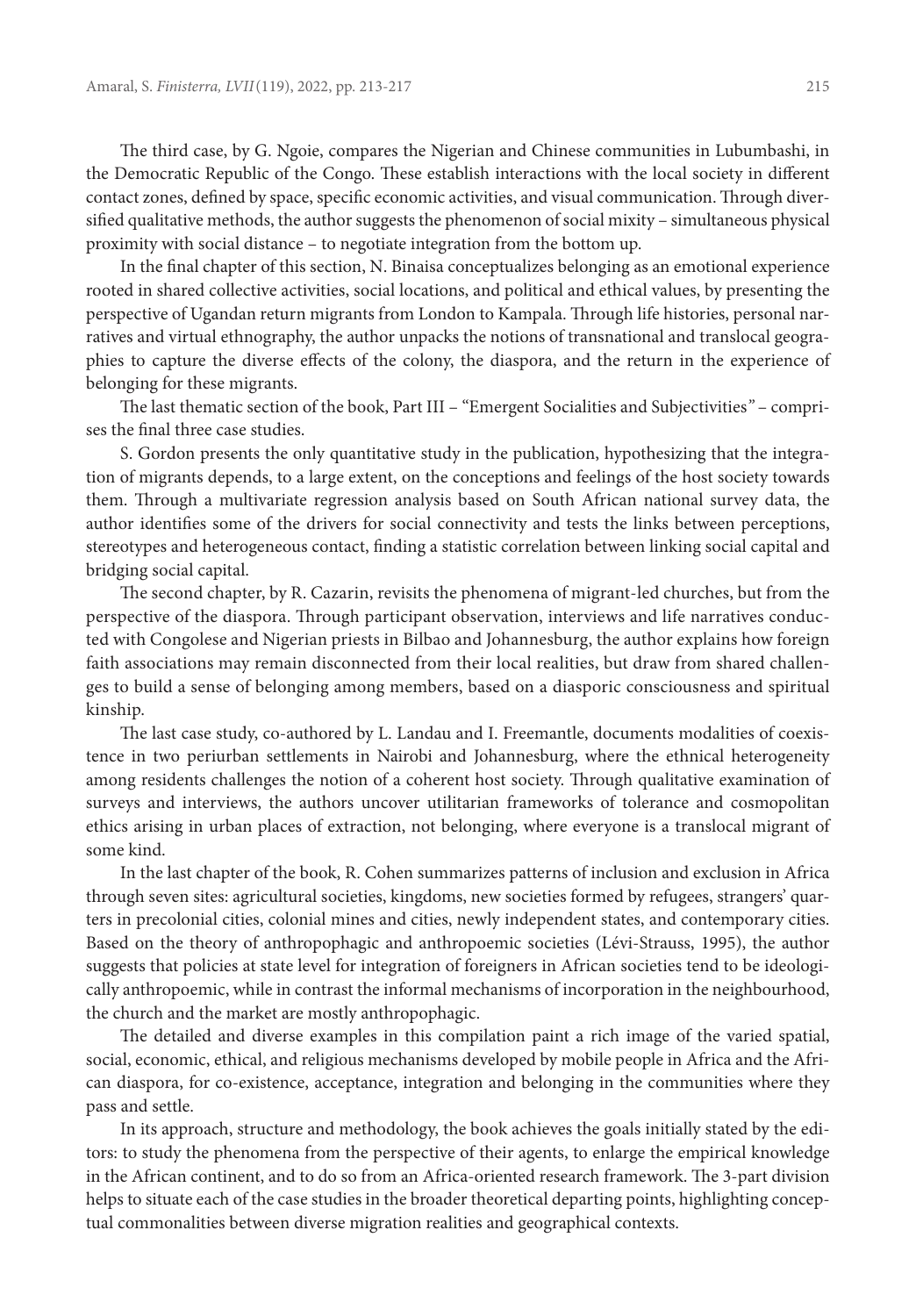The third case, by G. Ngoie, compares the Nigerian and Chinese communities in Lubumbashi, in the Democratic Republic of the Congo. These establish interactions with the local society in different contact zones, defined by space, specific economic activities, and visual communication. Through diversified qualitative methods, the author suggests the phenomenon of social mixity – simultaneous physical proximity with social distance – to negotiate integration from the bottom up.

In the final chapter of this section, N. Binaisa conceptualizes belonging as an emotional experience rooted in shared collective activities, social locations, and political and ethical values, by presenting the perspective of Ugandan return migrants from London to Kampala. Through life histories, personal narratives and virtual ethnography, the author unpacks the notions of transnational and translocal geographies to capture the diverse effects of the colony, the diaspora, and the return in the experience of belonging for these migrants.

The last thematic section of the book, Part III – "Emergent Socialities and Subjectivities*"* – comprises the final three case studies.

S. Gordon presents the only quantitative study in the publication, hypothesizing that the integration of migrants depends, to a large extent, on the conceptions and feelings of the host society towards them. Through a multivariate regression analysis based on South African national survey data, the author identifies some of the drivers for social connectivity and tests the links between perceptions, stereotypes and heterogeneous contact, finding a statistic correlation between linking social capital and bridging social capital.

The second chapter, by R. Cazarin, revisits the phenomena of migrant-led churches, but from the perspective of the diaspora. Through participant observation, interviews and life narratives conducted with Congolese and Nigerian priests in Bilbao and Johannesburg, the author explains how foreign faith associations may remain disconnected from their local realities, but draw from shared challenges to build a sense of belonging among members, based on a diasporic consciousness and spiritual kinship.

The last case study, co-authored by L. Landau and I. Freemantle, documents modalities of coexistence in two periurban settlements in Nairobi and Johannesburg, where the ethnical heterogeneity among residents challenges the notion of a coherent host society. Through qualitative examination of surveys and interviews, the authors uncover utilitarian frameworks of tolerance and cosmopolitan ethics arising in urban places of extraction, not belonging, where everyone is a translocal migrant of some kind.

In the last chapter of the book, R. Cohen summarizes patterns of inclusion and exclusion in Africa through seven sites: agricultural societies, kingdoms, new societies formed by refugees, strangers' quarters in precolonial cities, colonial mines and cities, newly independent states, and contemporary cities. Based on the theory of anthropophagic and anthropoemic societies (Lévi-Strauss, 1995), the author suggests that policies at state level for integration of foreigners in African societies tend to be ideologically anthropoemic, while in contrast the informal mechanisms of incorporation in the neighbourhood, the church and the market are mostly anthropophagic.

The detailed and diverse examples in this compilation paint a rich image of the varied spatial, social, economic, ethical, and religious mechanisms developed by mobile people in Africa and the African diaspora, for co-existence, acceptance, integration and belonging in the communities where they pass and settle.

In its approach, structure and methodology, the book achieves the goals initially stated by the editors: to study the phenomena from the perspective of their agents, to enlarge the empirical knowledge in the African continent, and to do so from an Africa-oriented research framework. The 3-part division helps to situate each of the case studies in the broader theoretical departing points, highlighting conceptual commonalities between diverse migration realities and geographical contexts.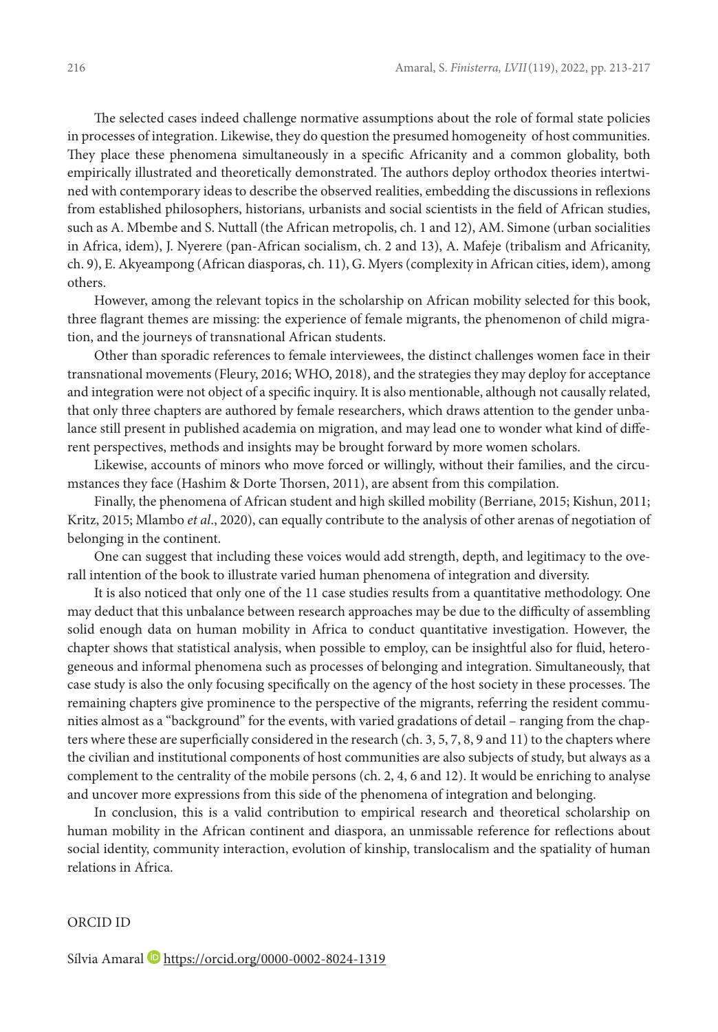The selected cases indeed challenge normative assumptions about the role of formal state policies in processes of integration. Likewise, they do question the presumed homogeneity of host communities. They place these phenomena simultaneously in a specific Africanity and a common globality, both empirically illustrated and theoretically demonstrated. The authors deploy orthodox theories intertwined with contemporary ideas to describe the observed realities, embedding the discussions in reflexions from established philosophers, historians, urbanists and social scientists in the field of African studies, such as A. Mbembe and S. Nuttall (the African metropolis, ch. 1 and 12), AM. Simone (urban socialities in Africa, idem), J. Nyerere (pan-African socialism, ch. 2 and 13), A. Mafeje (tribalism and Africanity, ch. 9), E. Akyeampong (African diasporas, ch. 11), G. Myers (complexity in African cities, idem), among others.

However, among the relevant topics in the scholarship on African mobility selected for this book, three flagrant themes are missing: the experience of female migrants, the phenomenon of child migration, and the journeys of transnational African students.

Other than sporadic references to female interviewees, the distinct challenges women face in their transnational movements (Fleury, 2016; WHO, 2018), and the strategies they may deploy for acceptance and integration were not object of a specific inquiry. It is also mentionable, although not causally related, that only three chapters are authored by female researchers, which draws attention to the gender unbalance still present in published academia on migration, and may lead one to wonder what kind of different perspectives, methods and insights may be brought forward by more women scholars.

Likewise, accounts of minors who move forced or willingly, without their families, and the circumstances they face (Hashim & Dorte Thorsen, 2011), are absent from this compilation.

Finally, the phenomena of African student and high skilled mobility (Berriane, 2015; Kishun, 2011; Kritz, 2015; Mlambo *et al*., 2020), can equally contribute to the analysis of other arenas of negotiation of belonging in the continent.

One can suggest that including these voices would add strength, depth, and legitimacy to the overall intention of the book to illustrate varied human phenomena of integration and diversity.

It is also noticed that only one of the 11 case studies results from a quantitative methodology. One may deduct that this unbalance between research approaches may be due to the difficulty of assembling solid enough data on human mobility in Africa to conduct quantitative investigation. However, the chapter shows that statistical analysis, when possible to employ, can be insightful also for fluid, heterogeneous and informal phenomena such as processes of belonging and integration. Simultaneously, that case study is also the only focusing specifically on the agency of the host society in these processes. The remaining chapters give prominence to the perspective of the migrants, referring the resident communities almost as a "background" for the events, with varied gradations of detail – ranging from the chapters where these are superficially considered in the research (ch. 3, 5, 7, 8, 9 and 11) to the chapters where the civilian and institutional components of host communities are also subjects of study, but always as a complement to the centrality of the mobile persons (ch. 2, 4, 6 and 12). It would be enriching to analyse and uncover more expressions from this side of the phenomena of integration and belonging.

In conclusion, this is a valid contribution to empirical research and theoretical scholarship on human mobility in the African continent and diaspora, an unmissable reference for reflections about social identity, community interaction, evolution of kinship, translocalism and the spatiality of human relations in Africa.

ORCID ID

Sílvia Amaral https://orcid.org/0000-0002-8024-1319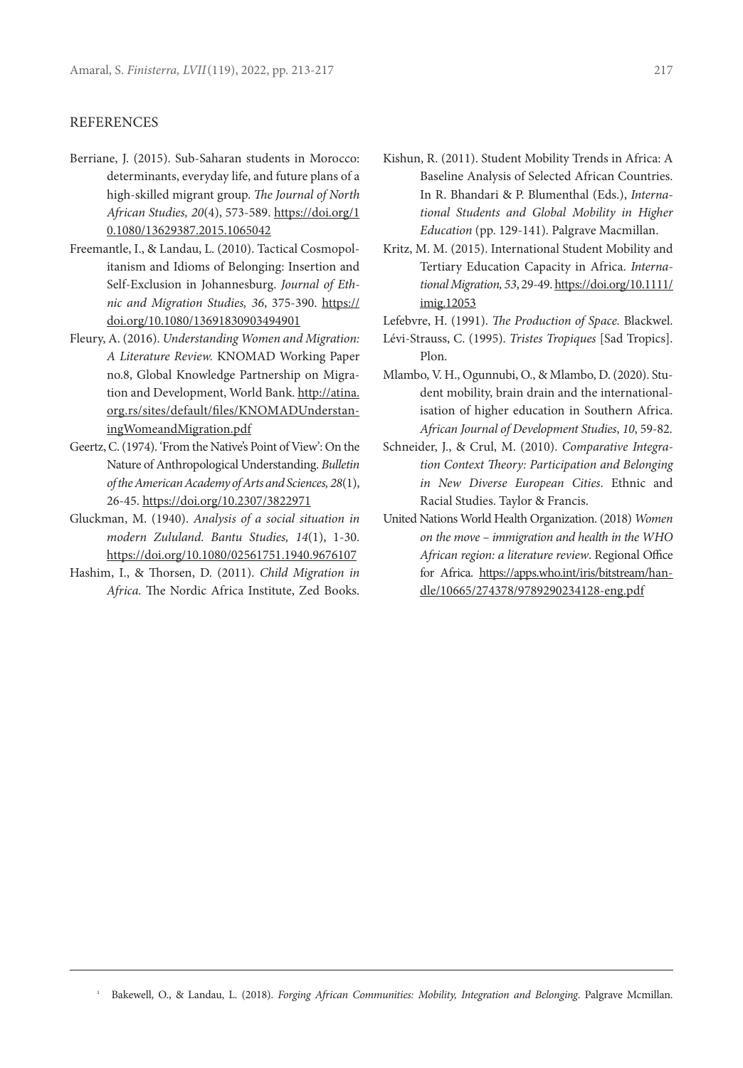## REFERENCES

Berriane, J. (2015). Sub-Saharan students in Morocco: determinants, everyday life, and future plans of a high-skilled migrant group. *The Journal of North African Studies, 20*(4), 573-589. https://doi.org/10.1080/13629387.2015.1065042

Freemantle, I., & Landau, L. (2010). Tactical Cosmopolitanism and Idioms of Belonging: Insertion and Self-Exclusion in Johannesburg. *Journal of Ethnic and Migration Studies, 36*, 375-390. https://doi.org/10.1080/13691830903494901

Fleury, A. (2016). *Understanding Women and Migration: A Literature Review.* KNOMAD Working Paper no.8, Global Knowledge Partnership on Migration and Development, World Bank. http://atina.org.rs/sites/default/files/KNOMADUnderstaningWomeandMigration.pdf

Geertz, C. (1974). 'From the Native's Point of View': On the Nature of Anthropological Understanding. *Bulletin of the American Academy of Arts and Sciences, 28*(1), 26-45. https://doi.org/10.2307/3822971

Gluckman, M. (1940). *Analysis of a social situation in modern Zululand. Bantu Studies, 14*(1), 1-30. https://doi.org/10.1080/02561751.1940.9676107

Hashim, I., & Thorsen, D. (2011). *Child Migration in Africa.* The Nordic Africa Institute, Zed Books.

Kishun, R. (2011). Student Mobility Trends in Africa: A Baseline Analysis of Selected African Countries. In R. Bhandari & P. Blumenthal (Eds.), *International Students and Global Mobility in Higher Education* (pp. 129-141). Palgrave Macmillan.

Kritz, M. M. (2015). International Student Mobility and Tertiary Education Capacity in Africa. *International Migration, 53*, 29-49. https://doi.org/10.1111/imig.12053

Lefebvre, H. (1991). *The Production of Space.* Blackwel.

Lévi-Strauss, C. (1995). *Tristes Tropiques* [Sad Tropics]. Plon.

Mlambo, V. H., Ogunnubi, O., & Mlambo, D. (2020). Student mobility, brain drain and the internationalisation of higher education in Southern Africa. *African Journal of Development Studies*, *10*, 59-82.

Schneider, J., & Crul, M. (2010). *Comparative Integration Context Theory: Participation and Belonging in New Diverse European Cities*. Ethnic and Racial Studies. Taylor & Francis.

United Nations World Health Organization. (2018) *Women on the move – immigration and health in the WHO African region: a literature review*. Regional Office for Africa. https://apps.who.int/iris/bitstream/handle/10665/274378/9789290234128-eng.pdf

---

[i] Bakewell, O., & Landau, L. (2018). *Forging African Communities: Mobility, Integration and Belonging.* Palgrave Mcmillan.